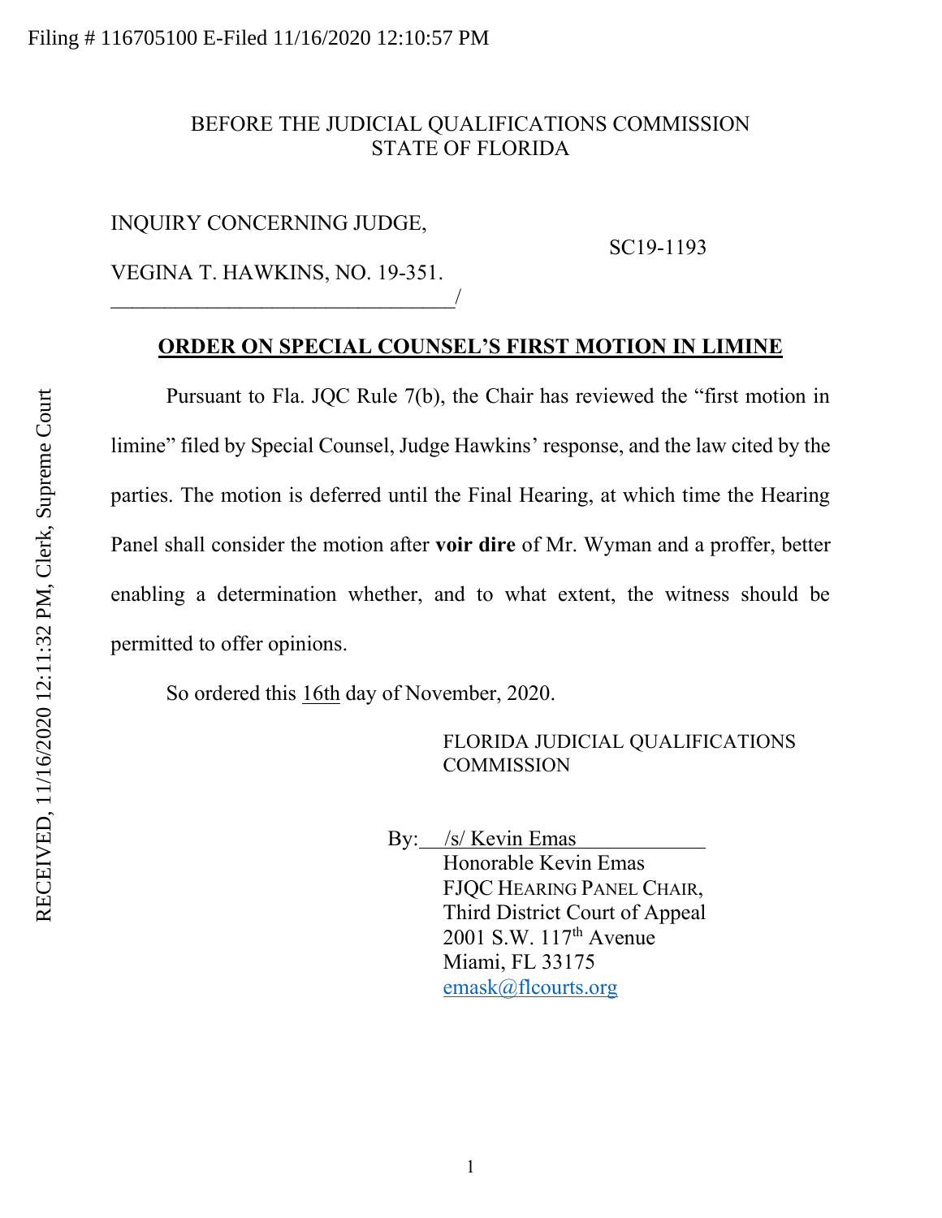Filing # 116705100 E-Filed 11/16/2020 12:10:57 PM

RECEIVED, 11/16/2020 12:11:32 PM, Clerk, Supreme Court

BEFORE THE JUDICIAL QUALIFICATIONS COMMISSION
STATE OF FLORIDA

INQUIRY CONCERNING JUDGE,

VEGINA T. HAWKINS, NO. 19-351.

SC19-1193

________________________________/

## ORDER ON SPECIAL COUNSEL'S FIRST MOTION IN LIMINE

Pursuant to Fla. JQC Rule 7(b), the Chair has reviewed the "first motion in limine" filed by Special Counsel, Judge Hawkins' response, and the law cited by the parties. The motion is deferred until the Final Hearing, at which time the Hearing Panel shall consider the motion after **voir dire** of Mr. Wyman and a proffer, better enabling a determination whether, and to what extent, the witness should be permitted to offer opinions.

So ordered this 16th day of November, 2020.

FLORIDA JUDICIAL QUALIFICATIONS COMMISSION

By: /s/ Kevin Emas
Honorable Kevin Emas
FJQC HEARING PANEL CHAIR,
Third District Court of Appeal
2001 S.W. 117th Avenue
Miami, FL 33175
emask@flcourts.org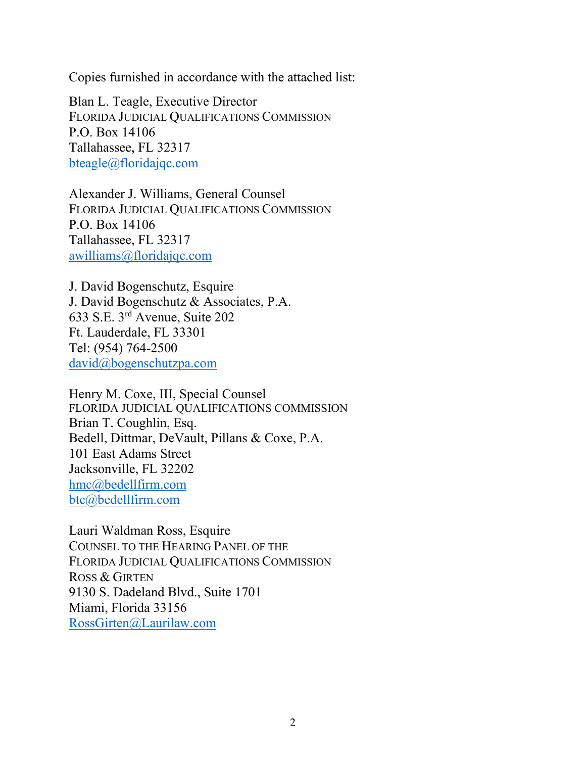Copies furnished in accordance with the attached list:

Blan L. Teagle, Executive Director
FLORIDA JUDICIAL QUALIFICATIONS COMMISSION
P.O. Box 14106
Tallahassee, FL 32317
bteagle@floridajqc.com

Alexander J. Williams, General Counsel
FLORIDA JUDICIAL QUALIFICATIONS COMMISSION
P.O. Box 14106
Tallahassee, FL 32317
awilliams@floridajqc.com

J. David Bogenschutz, Esquire
J. David Bogenschutz & Associates, P.A.
633 S.E. 3rd Avenue, Suite 202
Ft. Lauderdale, FL 33301
Tel: (954) 764-2500
david@bogenschutzpa.com

Henry M. Coxe, III, Special Counsel
FLORIDA JUDICIAL QUALIFICATIONS COMMISSION
Brian T. Coughlin, Esq.
Bedell, Dittmar, DeVault, Pillans & Coxe, P.A.
101 East Adams Street
Jacksonville, FL 32202
hmc@bedellfirm.com
btc@bedellfirm.com

Lauri Waldman Ross, Esquire
COUNSEL TO THE HEARING PANEL OF THE
FLORIDA JUDICIAL QUALIFICATIONS COMMISSION
ROSS & GIRTEN
9130 S. Dadeland Blvd., Suite 1701
Miami, Florida 33156
RossGirten@Laurilaw.com